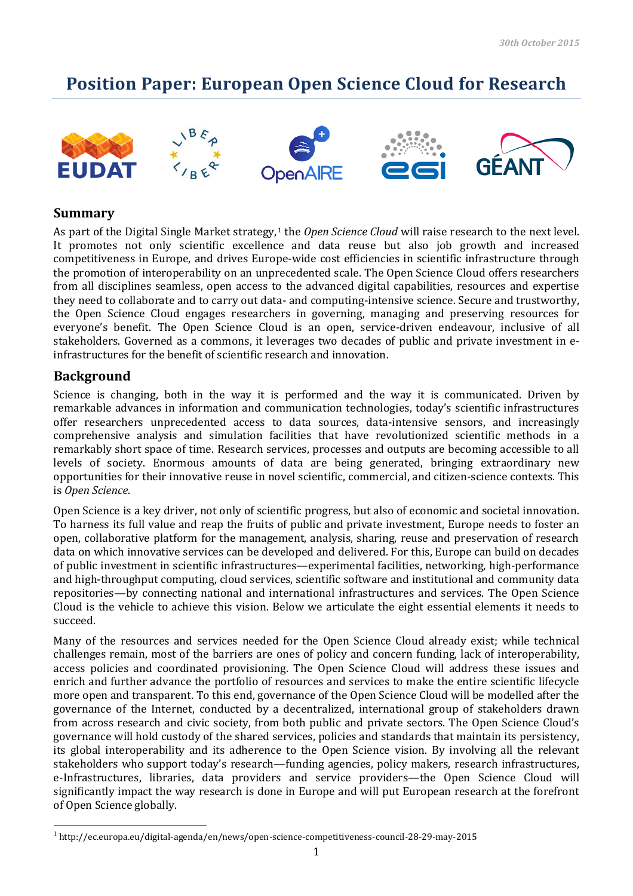30th October 2015

# Position Paper: European Open Science Cloud for Research

## Summary

As part of the Digital Single Market strategy,[1] the *Open Science Cloud* will raise research to the next level. It promotes not only scientific excellence and data reuse but also job growth and increased competitiveness in Europe, and drives Europe-wide cost efficiencies in scientific infrastructure through the promotion of interoperability on an unprecedented scale. The Open Science Cloud offers researchers from all disciplines seamless, open access to the advanced digital capabilities, resources and expertise they need to collaborate and to carry out data- and computing-intensive science. Secure and trustworthy, the Open Science Cloud engages researchers in governing, managing and preserving resources for everyone's benefit. The Open Science Cloud is an open, service-driven endeavour, inclusive of all stakeholders. Governed as a commons, it leverages two decades of public and private investment in e-infrastructures for the benefit of scientific research and innovation.

## Background

Science is changing, both in the way it is performed and the way it is communicated. Driven by remarkable advances in information and communication technologies, today's scientific infrastructures offer researchers unprecedented access to data sources, data-intensive sensors, and increasingly comprehensive analysis and simulation facilities that have revolutionized scientific methods in a remarkably short space of time. Research services, processes and outputs are becoming accessible to all levels of society. Enormous amounts of data are being generated, bringing extraordinary new opportunities for their innovative reuse in novel scientific, commercial, and citizen-science contexts. This is *Open Science*.

Open Science is a key driver, not only of scientific progress, but also of economic and societal innovation. To harness its full value and reap the fruits of public and private investment, Europe needs to foster an open, collaborative platform for the management, analysis, sharing, reuse and preservation of research data on which innovative services can be developed and delivered. For this, Europe can build on decades of public investment in scientific infrastructures—experimental facilities, networking, high-performance and high-throughput computing, cloud services, scientific software and institutional and community data repositories—by connecting national and international infrastructures and services. The Open Science Cloud is the vehicle to achieve this vision. Below we articulate the eight essential elements it needs to succeed.

Many of the resources and services needed for the Open Science Cloud already exist; while technical challenges remain, most of the barriers are ones of policy and concern funding, lack of interoperability, access policies and coordinated provisioning. The Open Science Cloud will address these issues and enrich and further advance the portfolio of resources and services to make the entire scientific lifecycle more open and transparent. To this end, governance of the Open Science Cloud will be modelled after the governance of the Internet, conducted by a decentralized, international group of stakeholders drawn from across research and civic society, from both public and private sectors. The Open Science Cloud's governance will hold custody of the shared services, policies and standards that maintain its persistency, its global interoperability and its adherence to the Open Science vision. By involving all the relevant stakeholders who support today's research—funding agencies, policy makers, research infrastructures, e-Infrastructures, libraries, data providers and service providers—the Open Science Cloud will significantly impact the way research is done in Europe and will put European research at the forefront of Open Science globally.

[1] http://ec.europa.eu/digital-agenda/en/news/open-science-competitiveness-council-28-29-may-2015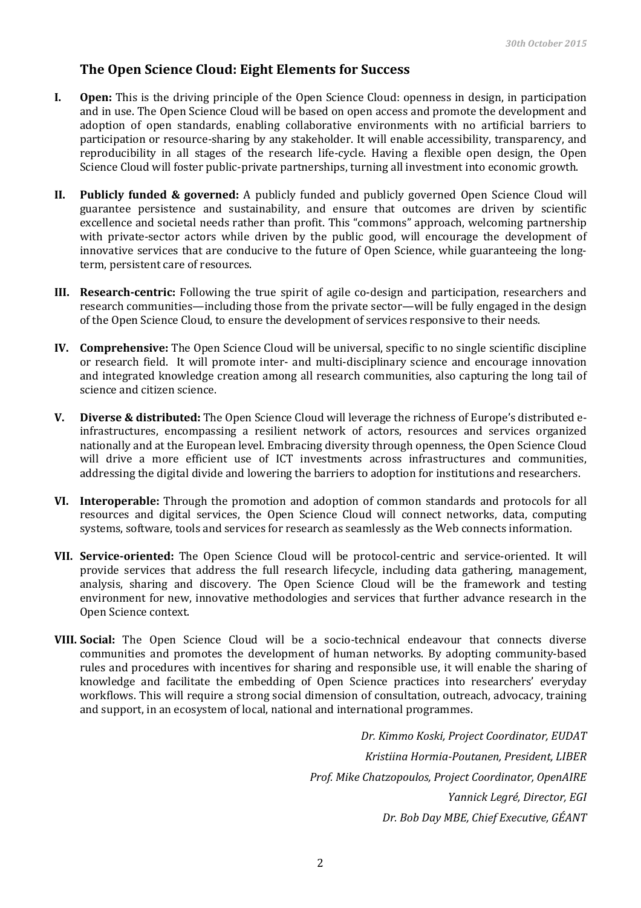*30th October 2015*

## The Open Science Cloud: Eight Elements for Success

**I. Open:** This is the driving principle of the Open Science Cloud: openness in design, in participation and in use. The Open Science Cloud will be based on open access and promote the development and adoption of open standards, enabling collaborative environments with no artificial barriers to participation or resource-sharing by any stakeholder. It will enable accessibility, transparency, and reproducibility in all stages of the research life-cycle. Having a flexible open design, the Open Science Cloud will foster public-private partnerships, turning all investment into economic growth.

**II. Publicly funded & governed:** A publicly funded and publicly governed Open Science Cloud will guarantee persistence and sustainability, and ensure that outcomes are driven by scientific excellence and societal needs rather than profit. This "commons" approach, welcoming partnership with private-sector actors while driven by the public good, will encourage the development of innovative services that are conducive to the future of Open Science, while guaranteeing the long-term, persistent care of resources.

**III. Research-centric:** Following the true spirit of agile co-design and participation, researchers and research communities—including those from the private sector—will be fully engaged in the design of the Open Science Cloud, to ensure the development of services responsive to their needs.

**IV. Comprehensive:** The Open Science Cloud will be universal, specific to no single scientific discipline or research field. It will promote inter- and multi-disciplinary science and encourage innovation and integrated knowledge creation among all research communities, also capturing the long tail of science and citizen science.

**V. Diverse & distributed:** The Open Science Cloud will leverage the richness of Europe's distributed e-infrastructures, encompassing a resilient network of actors, resources and services organized nationally and at the European level. Embracing diversity through openness, the Open Science Cloud will drive a more efficient use of ICT investments across infrastructures and communities, addressing the digital divide and lowering the barriers to adoption for institutions and researchers.

**VI. Interoperable:** Through the promotion and adoption of common standards and protocols for all resources and digital services, the Open Science Cloud will connect networks, data, computing systems, software, tools and services for research as seamlessly as the Web connects information.

**VII. Service-oriented:** The Open Science Cloud will be protocol-centric and service-oriented. It will provide services that address the full research lifecycle, including data gathering, management, analysis, sharing and discovery. The Open Science Cloud will be the framework and testing environment for new, innovative methodologies and services that further advance research in the Open Science context.

**VIII. Social:** The Open Science Cloud will be a socio-technical endeavour that connects diverse communities and promotes the development of human networks. By adopting community-based rules and procedures with incentives for sharing and responsible use, it will enable the sharing of knowledge and facilitate the embedding of Open Science practices into researchers' everyday workflows. This will require a strong social dimension of consultation, outreach, advocacy, training and support, in an ecosystem of local, national and international programmes.

*Dr. Kimmo Koski, Project Coordinator, EUDAT*

*Kristiina Hormia-Poutanen, President, LIBER*

*Prof. Mike Chatzopoulos, Project Coordinator, OpenAIRE*

*Yannick Legré, Director, EGI*

*Dr. Bob Day MBE, Chief Executive, GÉANT*